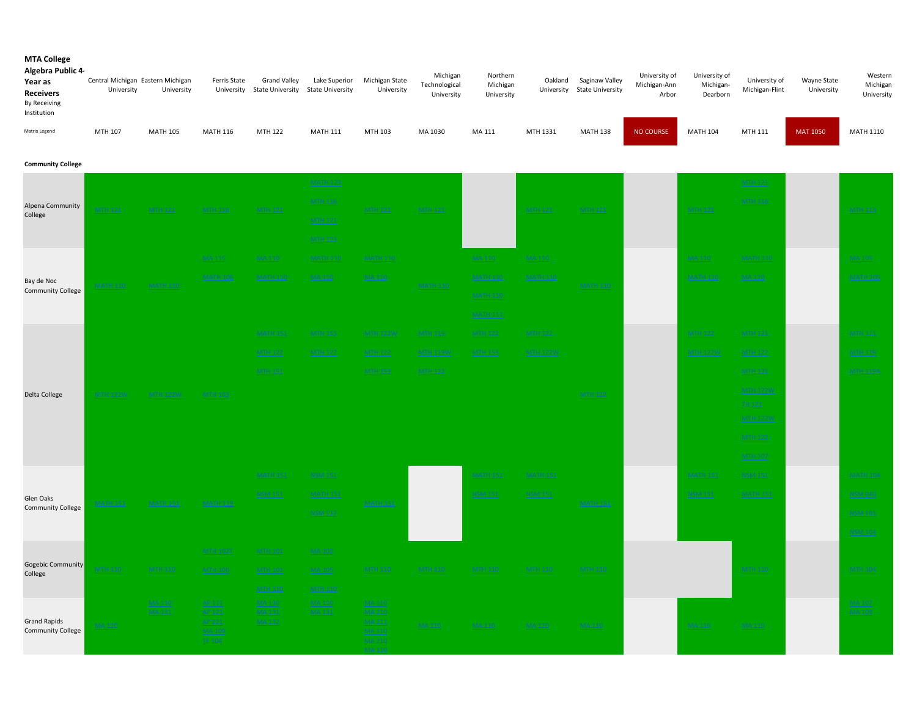**MTA College Algebra Public 4-Year as Receivers**
By Receiving Institution

| | Central Michigan University | Eastern Michigan University | Ferris State University | Grand Valley State University | Lake Superior State University | Michigan State University | Michigan Technological University | Northern Michigan University | Oakland University | Saginaw Valley State University | University of Michigan-Ann Arbor | University of Michigan-Dearborn | University of Michigan-Flint | Wayne State University | Western Michigan University |
|---|---|---|---|---|---|---|---|---|---|---|---|---|---|---|---|
| Matrix Legend | MTH 107 | MATH 105 | MATH 116 | MTH 122 | MATH 111 | MTH 103 | MA 1030 | MA 111 | MTH 1331 | MATH 138 | NO COURSE | MATH 104 | MTH 111 | MAT 1050 | MATH 1110 |
| **Community College** | | | | | | | | | | | | | | | |
| Alpena Community College | MTH 121 | MTH 121 | MTH 116 | MTH 121 | MTH 121<br>MTH 116<br>MTH 121<br>MTH 123 | MTH 121 | MTH 121 | | MTH 121 | MTH 121 | | MTH 121 | MTH 121<br>MTH 116 | | MTH 116 |
| Bay de Noc Community College | MATH 110 | MATH 110 | MA 110<br>MATH 106 | MA 110<br>MATH 110 | MATH 110<br>MA 110 | MATH 110<br>MA 110 | MATH 110 | MA 110<br>MATH 110<br>MATH 110<br>MATH 111 | MA 110<br>MATH 110 | MATH 110 | | MA 110<br>MATH 110 | MATH 110<br>MA 110 | | MA 105<br>MATH 106 |
| Delta College | MTH 122W | MTH 122W | MTH 103 | MATH 151<br>MTH 122<br>MTH 151 | MTH 151<br>MTH 122 | MTH 122W<br>MTH 122<br>MTH 151 | MTH 119<br>MTH 119W<br>MTH 121 | MTH 122<br>MTH 151 | MTH 122<br>MTH 122W | MTH 122 | | MTH 122<br>MTH 122W | MTH 121<br>MTH 122<br>MTH 121<br>MTH 122W<br>TH 122<br>MTH 122W<br>MTH 122<br>MTH 107 | | MTH 119<br>MTH 119<br>MTH 119A |
| Glen Oaks Community College | MATH 151 | MATH 151 | MATH 119 | MATH 151<br>NSM 151 | NSM 151<br>MATH 151<br>NSM 117 | MATH 151 | | MATH 151<br>NSM 151 | MATH 151<br>NSM 151 | MATH 151 | | MATH 151<br>NSM 151 | NSM 151<br>MATH 151 | | MATH 104<br>NSM 040<br>NSM 101<br>NSM 104 |
| Gogebic Community College | MTH 112 | MTH 110 | MTH 102T<br>MTH 106 | MTH 101<br>MTH 101<br>MTH 110 | MA 100<br>MA 106<br>MTH 110 | MTH 110 | MTH 110 | MTH 110 | MTH 110 | MTH 110 | | | MTH 110 | | MTH 104 |
| Grand Rapids Community College | MA 110 | MA 110<br>MA 151 | MA 111<br>AF 151<br>AF 221<br>MA 105<br>TE 204 | MA 110<br>MA 131<br>MA 132 | MA 110<br>MA 151 | MA 110<br>MA 210<br>MA 211<br>MA 110<br>MA 210<br>MA 110 | MA 110 | MA 110 | MA 110 | MA 110 | | MA 110 | MA 110 | | MA 103<br>MA 106 |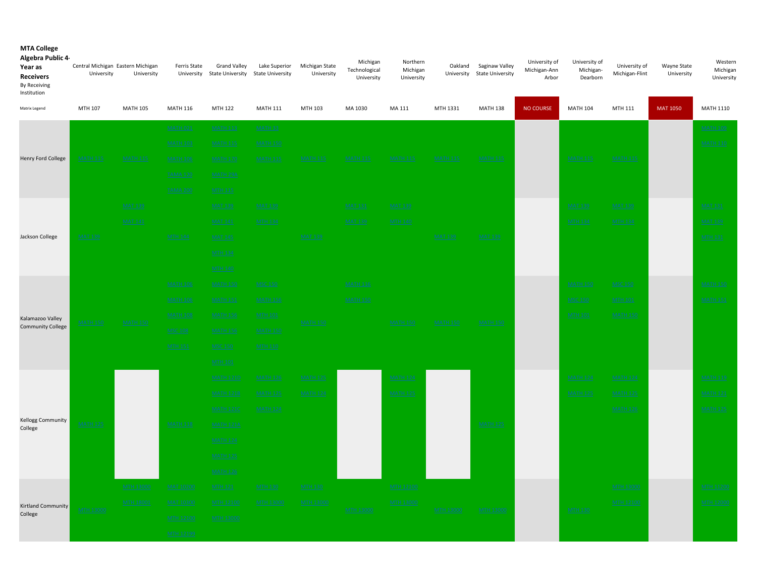**MTA College Algebra Public 4-Year as Receivers**
By Receiving Institution

| MTA College Algebra Public 4-Year as Receivers By Receiving Institution | Central Michigan University | Eastern Michigan University | Ferris State University | Grand Valley State University | Lake Superior State University | Michigan State University | Michigan Technological University | Northern Michigan University | Oakland University | Saginaw Valley State University | University of Michigan-Ann Arbor | University of Michigan-Dearborn | University of Michigan-Flint | Wayne State University | Western Michigan University |
|---|---|---|---|---|---|---|---|---|---|---|---|---|---|---|---|
| Matrix Legend | MTH 107 | MATH 105 | MATH 116 | MTH 122 | MATH 111 | MTH 103 | MA 1030 | MA 111 | MTH 1331 | MATH 138 | NO COURSE | MATH 104 | MTH 111 | MAT 1050 | MATH 1110 |
| Henry Ford College | MATH 115 | MATH 115 | MATH 027<br>MATH 103<br>MATH 106<br>TAMA 120<br>TAMA 200 | MATH 112<br>MATH 115<br>MATH 120<br>MATH 230<br>MTH 215 | MATH 10<br>MATH 150<br>MATH 111 | MATH 115 | MATH 115 | MATH 115 | MATH 115 | MATH 115 | | MATH 115 | MATH 115 | | MATH 100<br>MATH 120 |
| Jackson College | MAT 130 | MAT 139<br>MAT 141 | MTH 144 | MAT 139<br>MAT 141<br>MAT 145<br>MTH 134<br>MTH 140 | MAT 139<br>MTH 134 | MAT 135 | MAT 131<br>MAT 139 | MAT 139<br>MTH 140 | MAT 139 | MAT 139 | | MAT 139<br>MTH 134 | MAT 139<br>MTH 134 | | MAT 131<br>MAT 135<br>MTH 131 |
| Kalamazoo Valley Community College | MATH 150 | MATH 150 | MATH 106<br>MATH 130<br>MATH 150<br>MSC 108<br>MTH 151 | MATH 130<br>MATH 131<br>MATH 150<br>MATH 125<br>MSC 150<br>MTH 101 | MSC 150<br>MATH 150<br>MTH 160<br>MATH 130<br>MTH 110 | MATH 150 | MATH 110<br>MATH 152 | MATH 150 | MATH 150 | MATH 150 | | MATH 150<br>MSC 150<br>MTH 101 | MSC 150<br>MTH 161<br>MATH 190 | | MATH 150<br>MATH 151 |
| Kellogg Community College | MATH 125 | | MATH 114 | MATH 121G<br>MATH 121B<br>MATH 121C<br>MATH 121A<br>MATH 124<br>MATH 125<br>MATH 126 | MATH 120<br>MATH 125<br>MATH 124 | MATH 125<br>MATH 124 | | MATH 124<br>MATH 125 | | MATH 125 | | MATH 124<br>MATH 125 | MATH 124<br>MATH 125<br>MATH 126 | | MATH 110<br>MATH 121<br>MATH 125 |
| Kirtland Community College | MTH 13000 | MTH 13000<br>MTH 16001 | MAT 10200<br>MAT 10300<br>MTH 12100<br>MTH 12150 | MTH 121<br>MTH 12100<br>MTH 13000 | MTH 130<br>MTH 13000 | MTH 130<br>MTH 13000 | MTH 13000 | MTH 12100<br>MTH 13000 | MTH 13000 | MTH 13000 | | MTH 130 | MTH 13000<br>MTH 12100 | | MTH 11200<br>MTH 13000 |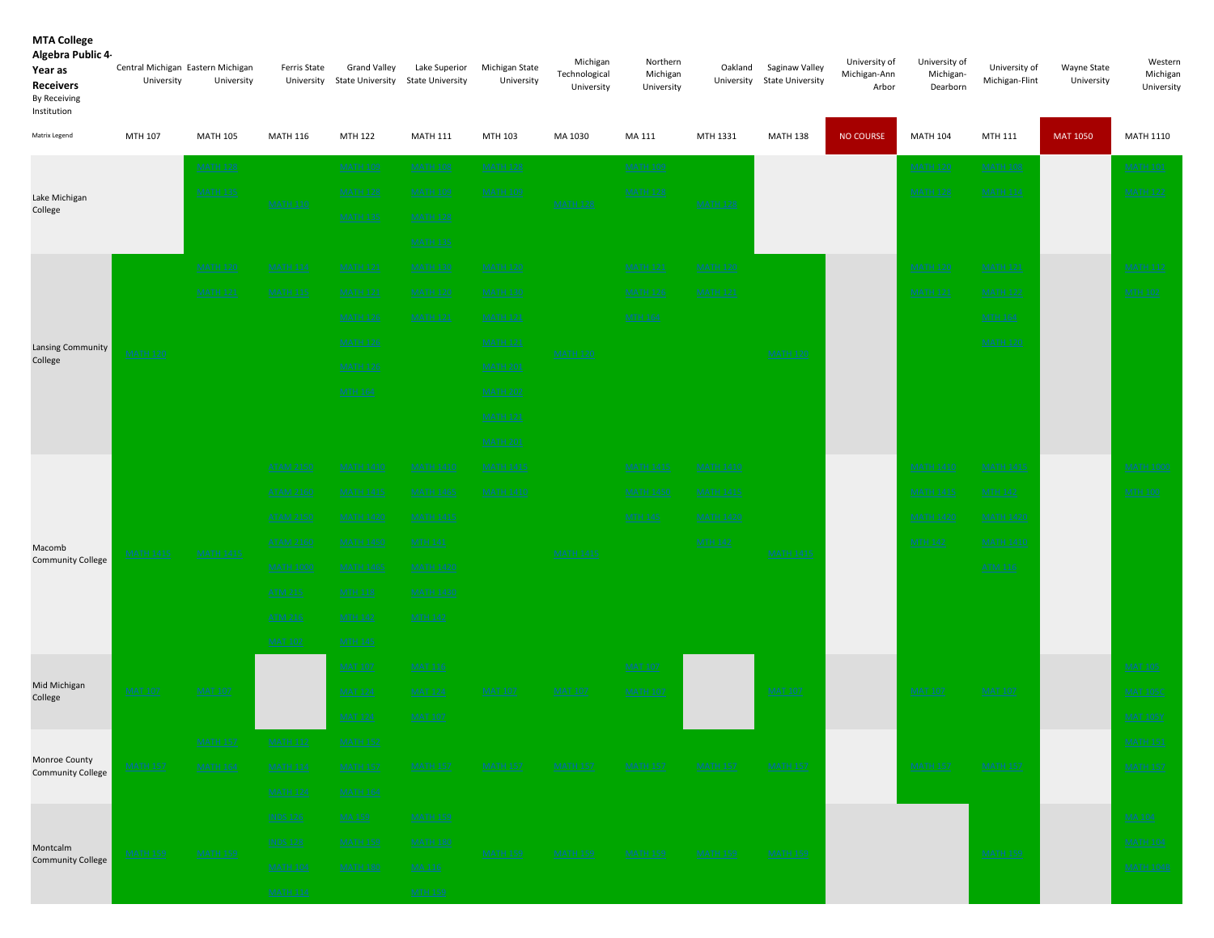| MTA College Algebra Public 4-Year as Receivers By Receiving Institution | Central Michigan University | Eastern Michigan University | Ferris State University | Grand Valley State University | Lake Superior State University | Michigan State University | Michigan Technological University | Northern Michigan University | Oakland University | Saginaw Valley State University | University of Michigan-Ann Arbor | University of Michigan-Dearborn | University of Michigan-Flint | Wayne State University | Western Michigan University |
|---|---|---|---|---|---|---|---|---|---|---|---|---|---|---|---|
| Matrix Legend | MTH 107 | MATH 105 | MATH 116 | MTH 122 | MATH 111 | MTH 103 | MA 1030 | MA 111 | MTH 1331 | MATH 138 | NO COURSE | MATH 104 | MTH 111 | MAT 1050 | MATH 1110 |
| Lake Michigan College | | MATH 126<br>MATH 135 | MATH 110 | MATH 129<br>MATH 128<br>MATH 135 | MATH 129<br>MATH 105<br>MATH 128<br>MATH 138 | MATH 129<br>MATH 103 | MATH 120 | MATH 105<br>MATH 128 | MATH 129 | | | MATH 120<br>MATH 128 | MATH 108<br>MATH 114 | | MATH 161<br>MATH 122 |
| Lansing Community College | MATH 120 | MATH 120<br>MATH 121 | MATH 112<br>MATH 115 | MATH 121<br>MATH 122<br>MATH 126<br>MATH 130<br>MATH 128<br>MTH 104 | MATH 130<br>MATH 120<br>MATH 121 | MATH 120<br>MATH 130<br>MATH 121<br>MATH 122<br>MATH 201<br>MATH 202<br>MATH 121<br>MATH 201 | MATH 120 | MATH 121<br>MATH 126<br>MTH 104 | MATH 120<br>MATH 121 | MATH 120 | | MATH 120<br>MATH 121 | MATH 121<br>MATH 122<br>MTH 104<br>MATH 120 | | MATH 112<br>MTH 102 |
| Macomb Community College | MATH 1415 | MATH 1415 | ATAM 2150<br>ATAM 2160<br>ATAM 2150<br>ATAM 2100<br>MATH 1000<br>ATM 215<br>ATM 216<br>MAT 107 | MATH 1410<br>MATH 1415<br>MATH 1420<br>MATH 1440<br>MATH 1465<br>MTH 116<br>MTH 142<br>MTH 145 | MATH 1410<br>MATH 1465<br>MATH 1415<br>MTH 141<br>MATH 1420<br>MATH 1430<br>MTH 142 | MATH 1415<br>MATH 1410 | MATH 1415 | MATH 1415<br>MATH 1432<br>MTH 145 | MATH 1410<br>MATH 1415<br>MATH 1420<br>MTH 142 | MATH 1415 | | MATH 1410<br>MATH 1415<br>MATH 1420<br>MTH 142 | MATH 1415<br>MTH 142<br>MATH 1420<br>MATH 1430<br>ATM 116 | | MATH 1000<br>MTH 100 |
| Mid Michigan College | MAT 107 | MAT 107 | | MAT 107<br>MAT 124<br>MAT 128 | MAT 116<br>MAT 124<br>MAT 107 | MAT 107 | MAT 107 | MAT 107<br>MATH 107 | | MAT 107 | | MAT 107 | MAT 107 | | MAT 106<br>MAT 1050<br>MAT 1051 |
| Monroe County Community College | MATH 157 | MATH 157<br>MATH 194 | MATH 112<br>MATH 115<br>MATH 124 | MATH 152<br>MATH 157<br>MATH 164 | MATH 157 | MATH 157 | MATH 157 | MATH 157 | MATH 157 | MATH 157 | | MATH 157 | MATH 157 | | MATH 151<br>MATH 152 |
| Montcalm Community College | MATH 159 | MATH 159 | IRDS 124<br>IRDS 128<br>MATH 104<br>MATH 116 | MS 159<br>MATH 159<br>MATH 180 | MATH 128<br>MATH 180<br>MS 116<br>MTH 159 | MATH 159 | MATH 159 | MATH 159 | MATH 159 | MATH 159 | | | MATH 159 | | MA 104<br>MATH 104<br>MATH 1068 |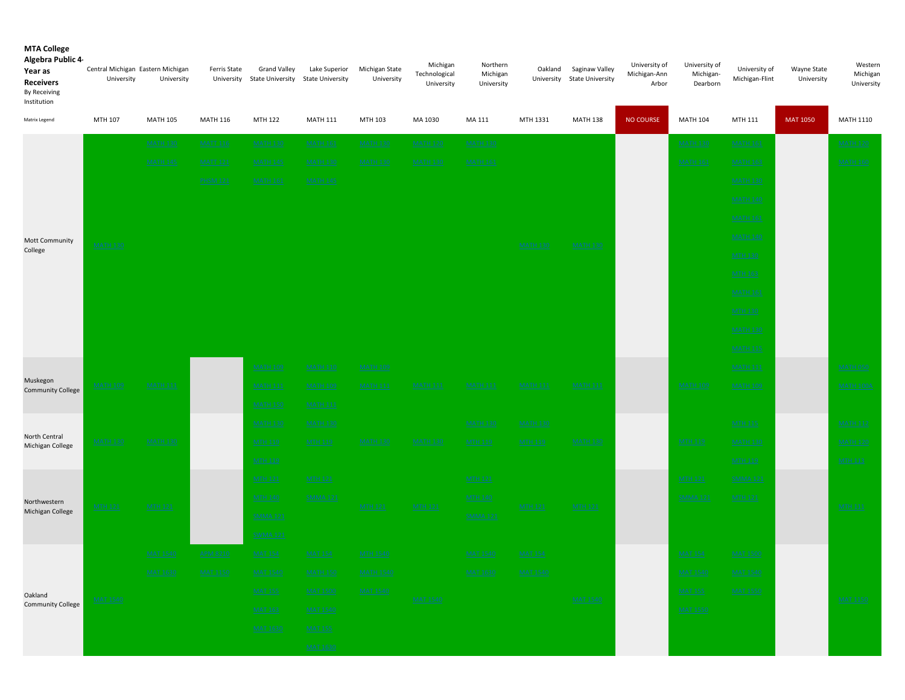**MTA College Algebra Public 4-Year as Receivers**
By Receiving Institution

| | Central Michigan University | Eastern Michigan University | Ferris State University | Grand Valley State University | Lake Superior State University | Michigan State University | Michigan Technological University | Northern Michigan University | Oakland University | Saginaw Valley State University | University of Michigan-Ann Arbor | University of Michigan-Dearborn | University of Michigan-Flint | Wayne State University | Western Michigan University |
|---|---|---|---|---|---|---|---|---|---|---|---|---|---|---|---|
| Matrix Legend | MTH 107 | MATH 105 | MATH 116 | MTH 122 | MATH 111 | MTH 103 | MA 1030 | MA 111 | MTH 1331 | MATH 138 | NO COURSE | MATH 104 | MTH 111 | MAT 1050 | MATH 1110 |
| Mott Community College | MATH 120 | MATH 120<br>MATH 145 | MATH 116<br>MATH 121<br>MTSM 121 | MATH 120<br>MATH 145<br>MATH 161 | MATH 161<br>MATH 120<br>MATH 145 | MATH 120<br>MATH 130 | MATH 120<br>MATH 130 | MATH 120<br>MATH 161 | MATH 120 | MATH 120 | | MATH 120<br>MATH 161 | MATH 161<br>MATH 162<br>MATH 130<br>MATH 140<br>MATH 161<br>MATH 140<br>MTH 120<br>MTH 164<br>MATH 162<br>MTH 130<br>MATH 130<br>MATH 115 | | MATH 120<br>MATH 150 |
| Muskegon Community College | MATH 109 | MATH 111 | | MATH 109<br>MATH 111<br>MATH 120 | MATH 113<br>MATH 109<br>MATH 111 | MATH 109<br>MATH 111 | MATH 111 | MATH 111 | MATH 111 | MATH 111 | | MATH 109 | MATH 111<br>MATH 109 | | MATH 105<br>MATH 109A |
| North Central Michigan College | MATH 130 | MATH 130 | | MATH 130<br>MTH 119<br>MTH 119 | MATH 130<br>MTH 119 | MATH 130 | MATH 130 | MATH 130<br>MTH 119 | MATH 130<br>MTH 119 | MATH 130 | | MTH 119 | MTH 119<br>MATH 130<br>MTH 112 | | MATH 112<br>MATH 120<br>MTH 119 |
| Northwestern Michigan College | MTH 121 | MTH 121 | | MTH 121<br>MTH 140<br>SMMA 121<br>SMMA 121 | MTH 121<br>SMMA 121 | MTH 121 | MTH 121 | MTH 121<br>MTH 140<br>SMMA 121 | MTH 121 | MTH 121 | | MTH 121<br>SMMA 121 | SMMA 121<br>MTH 121 | | MTH 121 |
| Oakland Community College | MAT 1540 | MAT 1540<br>MAT 1580 | APM 1210<br>MAT 1150 | MAT 154<br>MAT 1540<br>MAT 155<br>MAT 161<br>MAT 1610 | MAT 154<br>MATH 130<br>MAT 1500<br>MAT 1540<br>MAT 155<br>MAT 1600 | MTH 1540<br>MATH 1540<br>MAT 1940 | MAT 1540 | MAT 1540<br>MAT 1650 | MAT 154<br>MAT 1540 | MAT 1540 | | MAT 154<br>MAT 1580<br>MAT 155<br>MAT 1550 | MAT 1500<br>MAT 1540<br>MAT 1550 | | MAT 1150 |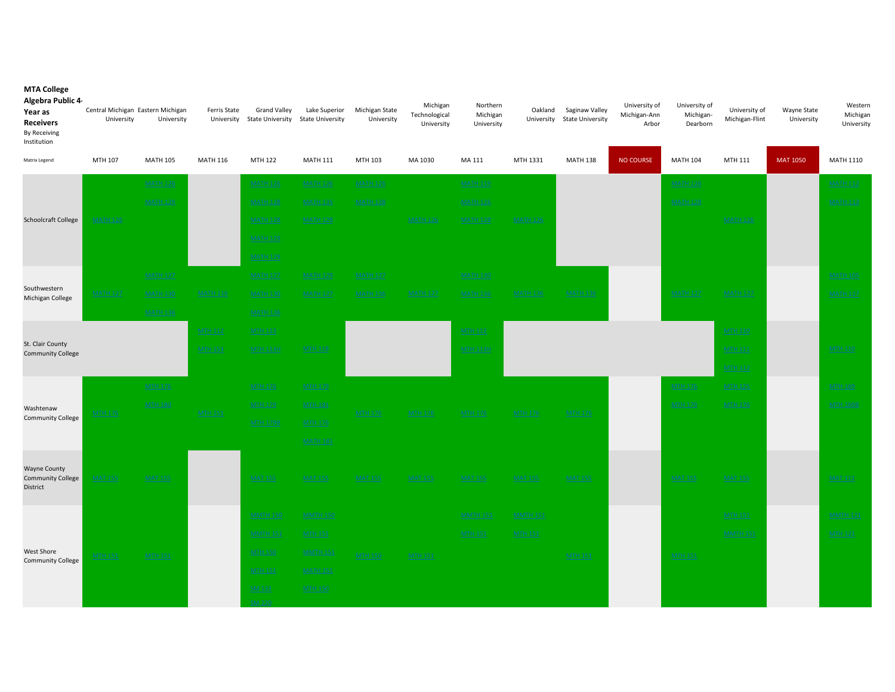**MTA College Algebra Public 4-Year as Receivers**

By Receiving Institution

| Matrix Legend | Central Michigan University | Eastern Michigan University | Ferris State University | Grand Valley State University | Lake Superior State University | Michigan State University | Michigan Technological University | Northern Michigan University | Oakland University | Saginaw Valley State University | University of Michigan-Ann Arbor | University of Michigan-Dearborn | University of Michigan-Flint | Wayne State University | Western Michigan University |
|---|---|---|---|---|---|---|---|---|---|---|---|---|---|---|---|
| | MTH 107 | MATH 105 | MATH 116 | MTH 122 | MATH 111 | MTH 103 | MA 1030 | MA 111 | MTH 1331 | MATH 138 | NO COURSE | MATH 104 | MTH 111 | MAT 1050 | MATH 1110 |
| Schoolcraft College | MATH 126 | MATH 126<br>MATH 129 | | MATH 126<br>MATH 128<br>MATH 128<br>MATH 139<br>MATH 129 | MATH 126<br>MATH 131<br>MATH 129 | MATH 126<br>MATH 128 | MATH 126 | MATH 122<br>MATH 126<br>MATH 128 | MATH 126 | | | MATH 126<br>MATH 128 | MATH 126 | | MATH 112<br>MATH 113 |
| Southwestern Michigan College | MATH 127 | MATH 127<br>MATH 130<br>MATH 136 | MATH 116 | MATH 127<br>MATH 130<br>MATH 136 | MATH 126<br>MATH 127 | MATH 127<br>MATH 136 | MATH 127 | MATH 130<br>MATH 136 | MATH 126 | MATH 136 | | MATH 127 | MATH 127 | | MATH 165<br>MATH 127 |
| St. Clair County Community College | | | MTH 112<br>MTH 161 | MTH 112<br>MTH 112H | MTH 118 | | | MTH 112<br>MTH 112H | | | | | MTH 110<br>MTH 111<br>MTH 112 | | MTH 110 |
| Washtenaw Community College | MTH 176 | MTH 176<br>MTH 160 | MTH 151 | MTH 176<br>MTH 179<br>MTH 179B | MTH 159<br>MTH 181<br>MTH 176<br>MATH 181 | MTH 176 | MTH 176 | MTH 176 | MTH 176 | MTH 176 | | MTH 176<br>MTH 179 | MTH 122<br>MTH 179 | | MTH 164<br>MTH 165B |
| Wayne County Community College District | MAT 155 | MAT 155 | | MAT 155 | MAT 155 | MAT 155 | MAT 155 | MAT 155 | MAT 155 | MAT 155 | | MAT 155 | MAT 155 | | MAT 111 |
| West Shore Community College | MTH 151 | MTH 151 | | MMTH 150<br>MMTH 151<br>MTH 150<br>MTH 151<br>SM 131<br>SM 230 | MMTH 150<br>MTH 151<br>MMTH 151<br>MATH 151<br>MTH 150 | MTH 150 | MTH 151 | MMTH 151<br>MTH 151 | MMTH 151<br>MTH 151 | MTH 151 | | MTH 151 | MTH 151<br>MMTH 151 | | MMTH 121<br>MTH 121 |